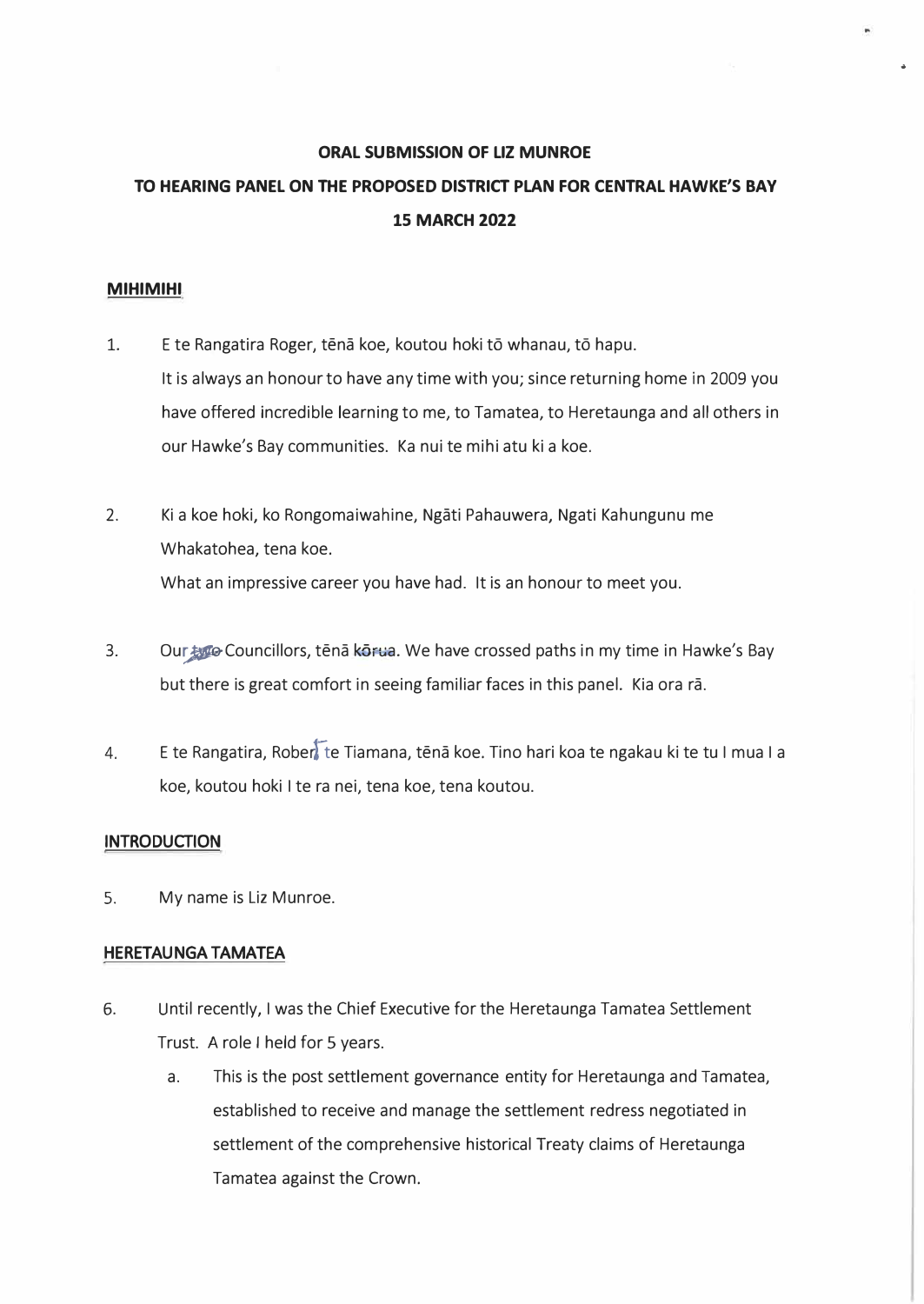**ORAL SUBMISSION OF LIZ MUNROE**

**TO HEARING PANEL ON THE PROPOSED DISTRICT PLAN FOR CENTRAL HAWKE'S BAY**

**15 MARCH 2022**

## MIHIMIHI

1. E te Rangatira Roger, tēnā koe, koutou hoki tō whanau, tō hapu.
   It is always an honour to have any time with you; since returning home in 2009 you have offered incredible learning to me, to Tamatea, to Heretaunga and all others in our Hawke's Bay communities. Ka nui te mihi atu ki a koe.

2. Ki a koe hoki, ko Rongomaiwahine, Ngāti Pahauwera, Ngati Kahungunu me Whakatohea, tena koe.
   What an impressive career you have had. It is an honour to meet you.

3. Our ~~two~~ Councillors, tēnā ~~kōrua~~. We have crossed paths in my time in Hawke's Bay but there is great comfort in seeing familiar faces in this panel. Kia ora rā.

4. E te Rangatira, Robert te Tiamana, tēnā koe. Tino hari koa te ngakau ki te tu I mua I a koe, koutou hoki I te ra nei, tena koe, tena koutou.

## INTRODUCTION

5. My name is Liz Munroe.

## HERETAUNGA TAMATEA

6. Until recently, I was the Chief Executive for the Heretaunga Tamatea Settlement Trust. A role I held for 5 years.
   a. This is the post settlement governance entity for Heretaunga and Tamatea, established to receive and manage the settlement redress negotiated in settlement of the comprehensive historical Treaty claims of Heretaunga Tamatea against the Crown.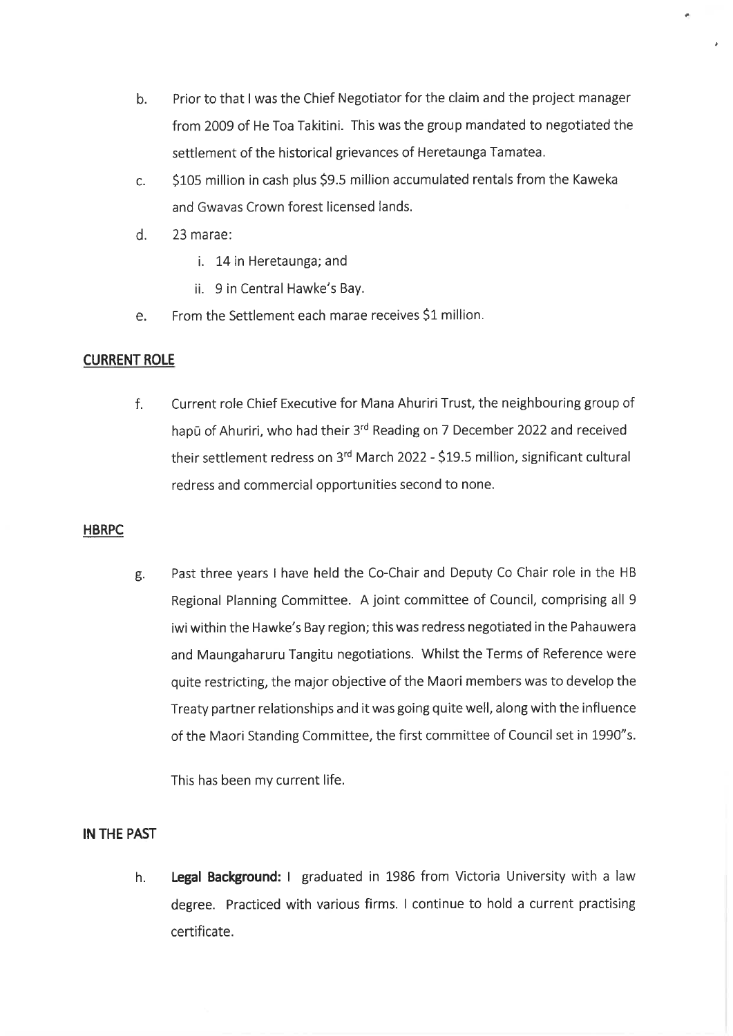b. Prior to that I was the Chief Negotiator for the claim and the project manager from 2009 of He Toa Takitini. This was the group mandated to negotiated the settlement of the historical grievances of Heretaunga Tamatea.

c. $105 million in cash plus $9.5 million accumulated rentals from the Kaweka and Gwavas Crown forest licensed lands.

d. 23 marae:

   i. 14 in Heretaunga; and

   ii. 9 in Central Hawke's Bay.

e. From the Settlement each marae receives $1 million.

**CURRENT ROLE**

f. Current role Chief Executive for Mana Ahuriri Trust, the neighbouring group of hapū of Ahuriri, who had their 3rd Reading on 7 December 2022 and received their settlement redress on 3rd March 2022 - $19.5 million, significant cultural redress and commercial opportunities second to none.

**HBRPC**

g. Past three years I have held the Co-Chair and Deputy Co Chair role in the HB Regional Planning Committee. A joint committee of Council, comprising all 9 iwi within the Hawke's Bay region; this was redress negotiated in the Pahauwera and Maungaharuru Tangitu negotiations. Whilst the Terms of Reference were quite restricting, the major objective of the Maori members was to develop the Treaty partner relationships and it was going quite well, along with the influence of the Maori Standing Committee, the first committee of Council set in 1990"s.

This has been my current life.

**IN THE PAST**

h. **Legal Background:** I graduated in 1986 from Victoria University with a law degree. Practiced with various firms. I continue to hold a current practising certificate.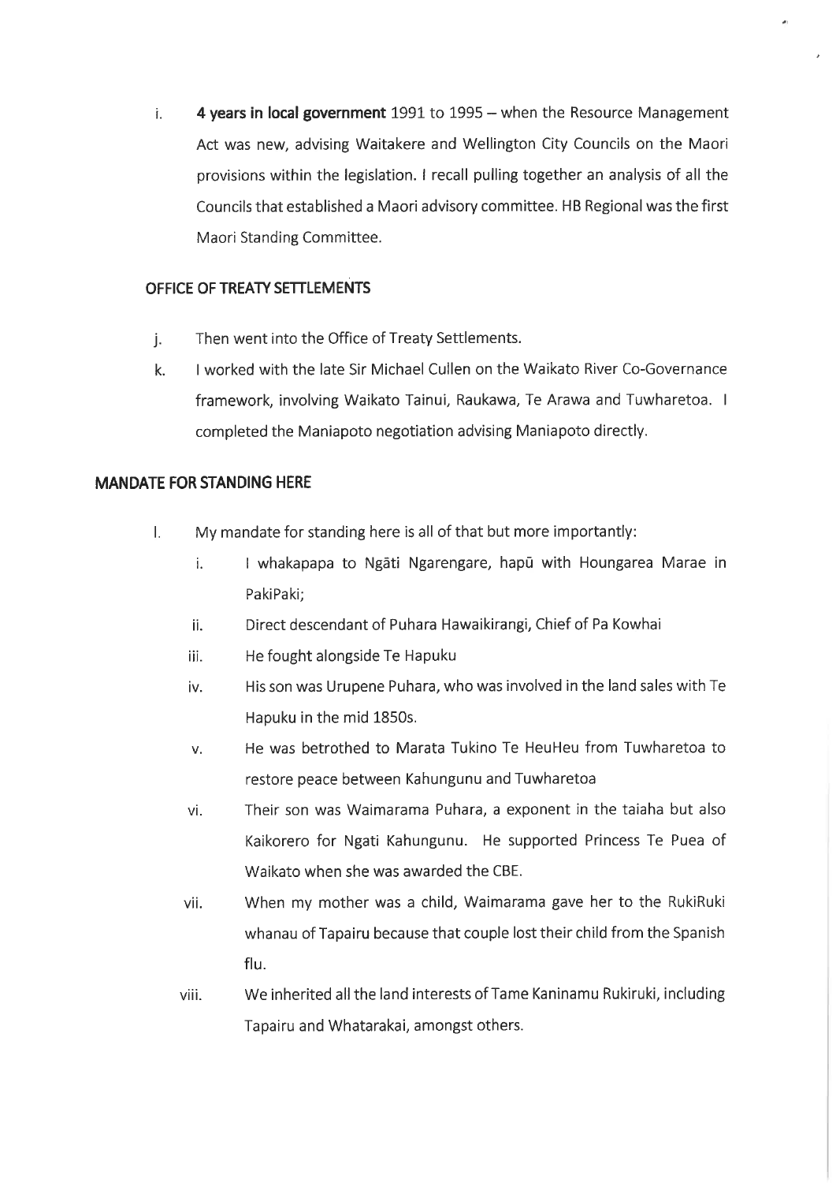i. **4 years in local government** 1991 to 1995 – when the Resource Management Act was new, advising Waitakere and Wellington City Councils on the Maori provisions within the legislation. I recall pulling together an analysis of all the Councils that established a Maori advisory committee. HB Regional was the first Maori Standing Committee.

### OFFICE OF TREATY SETTLEMENTS

j. Then went into the Office of Treaty Settlements.

k. I worked with the late Sir Michael Cullen on the Waikato River Co-Governance framework, involving Waikato Tainui, Raukawa, Te Arawa and Tuwharetoa. I completed the Maniapoto negotiation advising Maniapoto directly.

## MANDATE FOR STANDING HERE

l. My mandate for standing here is all of that but more importantly:

   i. I whakapapa to Ngāti Ngarengare, hapū with Houngarea Marae in PakiPaki;

   ii. Direct descendant of Puhara Hawaikirangi, Chief of Pa Kowhai

   iii. He fought alongside Te Hapuku

   iv. His son was Urupene Puhara, who was involved in the land sales with Te Hapuku in the mid 1850s.

   v. He was betrothed to Marata Tukino Te HeuHeu from Tuwharetoa to restore peace between Kahungunu and Tuwharetoa

   vi. Their son was Waimarama Puhara, a exponent in the taiaha but also Kaikorero for Ngati Kahungunu. He supported Princess Te Puea of Waikato when she was awarded the CBE.

   vii. When my mother was a child, Waimarama gave her to the RukiRuki whanau of Tapairu because that couple lost their child from the Spanish flu.

   viii. We inherited all the land interests of Tame Kaninamu Rukiruki, including Tapairu and Whatarakai, amongst others.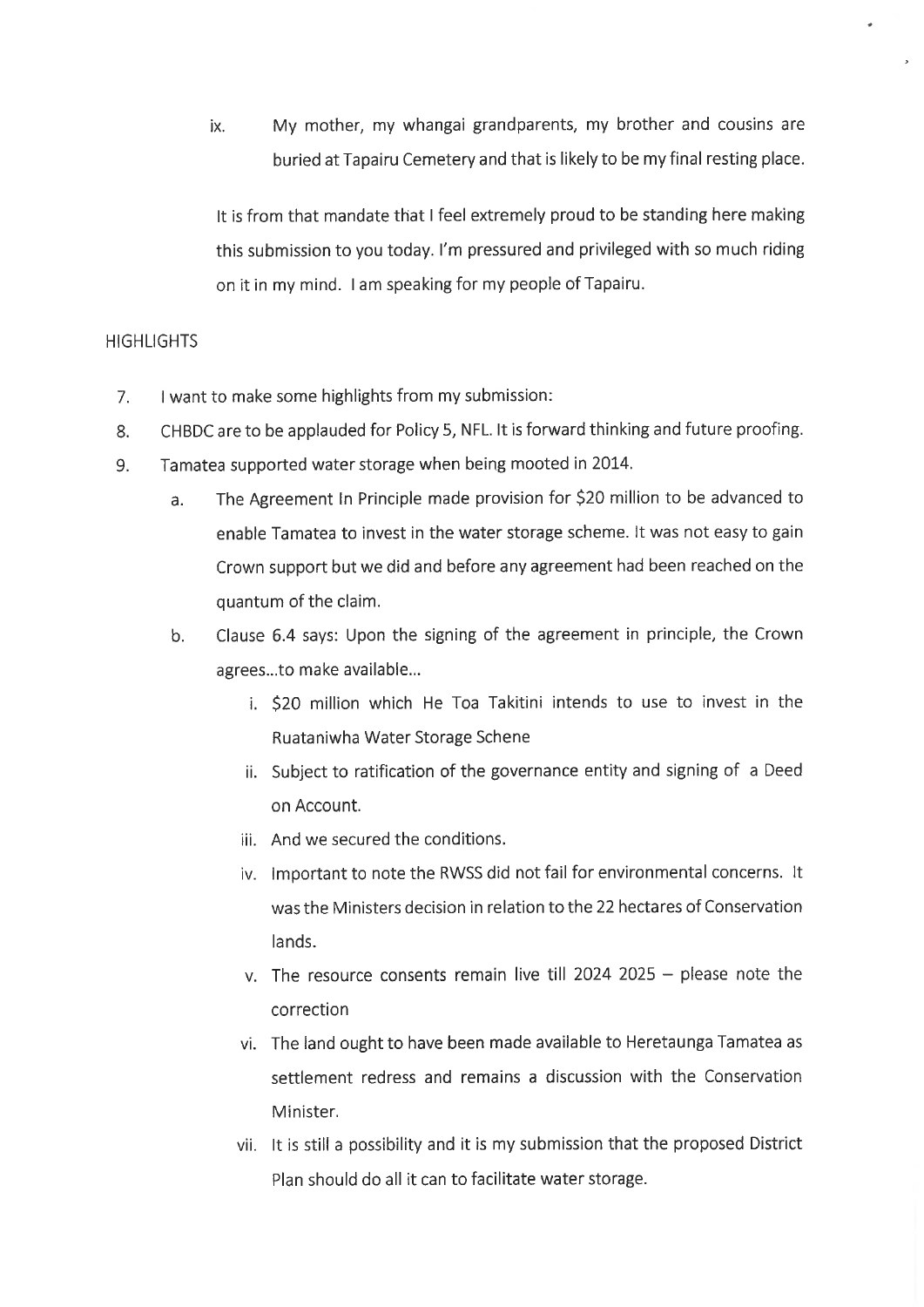ix. My mother, my whangai grandparents, my brother and cousins are buried at Tapairu Cemetery and that is likely to be my final resting place.

It is from that mandate that I feel extremely proud to be standing here making this submission to you today. I'm pressured and privileged with so much riding on it in my mind. I am speaking for my people of Tapairu.

## HIGHLIGHTS

7. I want to make some highlights from my submission:
8. CHBDC are to be applauded for Policy 5, NFL. It is forward thinking and future proofing.
9. Tamatea supported water storage when being mooted in 2014.
   a. The Agreement In Principle made provision for $20 million to be advanced to enable Tamatea to invest in the water storage scheme. It was not easy to gain Crown support but we did and before any agreement had been reached on the quantum of the claim.
   b. Clause 6.4 says: Upon the signing of the agreement in principle, the Crown agrees...to make available...
      i. $20 million which He Toa Takitini intends to use to invest in the Ruataniwha Water Storage Schene
      ii. Subject to ratification of the governance entity and signing of a Deed on Account.
      iii. And we secured the conditions.
      iv. Important to note the RWSS did not fail for environmental concerns. It was the Ministers decision in relation to the 22 hectares of Conservation lands.
      v. The resource consents remain live till ~~2024~~ 2025 – please note the correction
      vi. The land ought to have been made available to Heretaunga Tamatea as settlement redress and remains a discussion with the Conservation Minister.
      vii. It is still a possibility and it is my submission that the proposed District Plan should do all it can to facilitate water storage.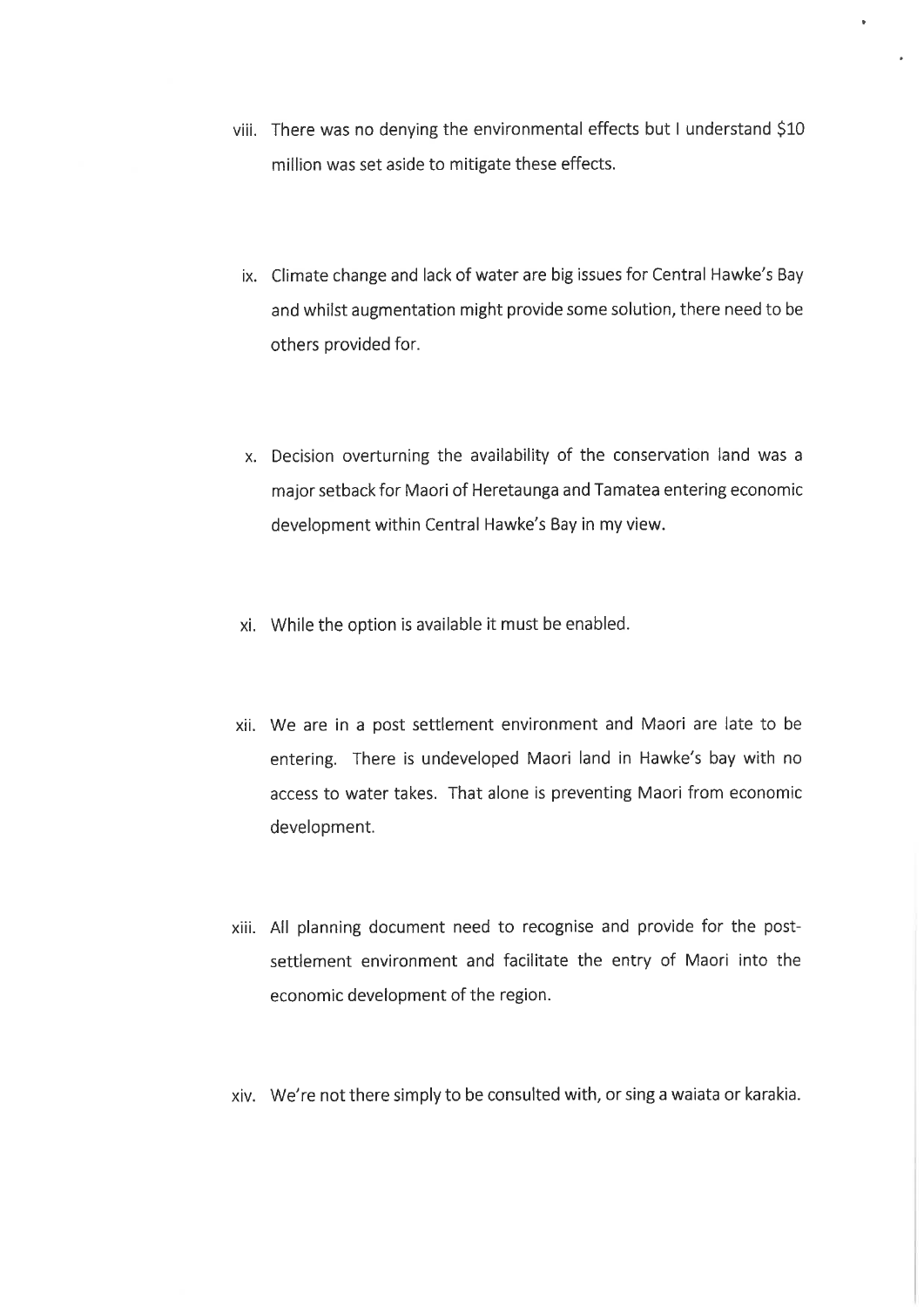viii. There was no denying the environmental effects but I understand $10 million was set aside to mitigate these effects.

ix. Climate change and lack of water are big issues for Central Hawke's Bay and whilst augmentation might provide some solution, there need to be others provided for.

x. Decision overturning the availability of the conservation land was a major setback for Maori of Heretaunga and Tamatea entering economic development within Central Hawke's Bay in my view.

xi. While the option is available it must be enabled.

xii. We are in a post settlement environment and Maori are late to be entering. There is undeveloped Maori land in Hawke's bay with no access to water takes. That alone is preventing Maori from economic development.

xiii. All planning document need to recognise and provide for the post-settlement environment and facilitate the entry of Maori into the economic development of the region.

xiv. We're not there simply to be consulted with, or sing a waiata or karakia.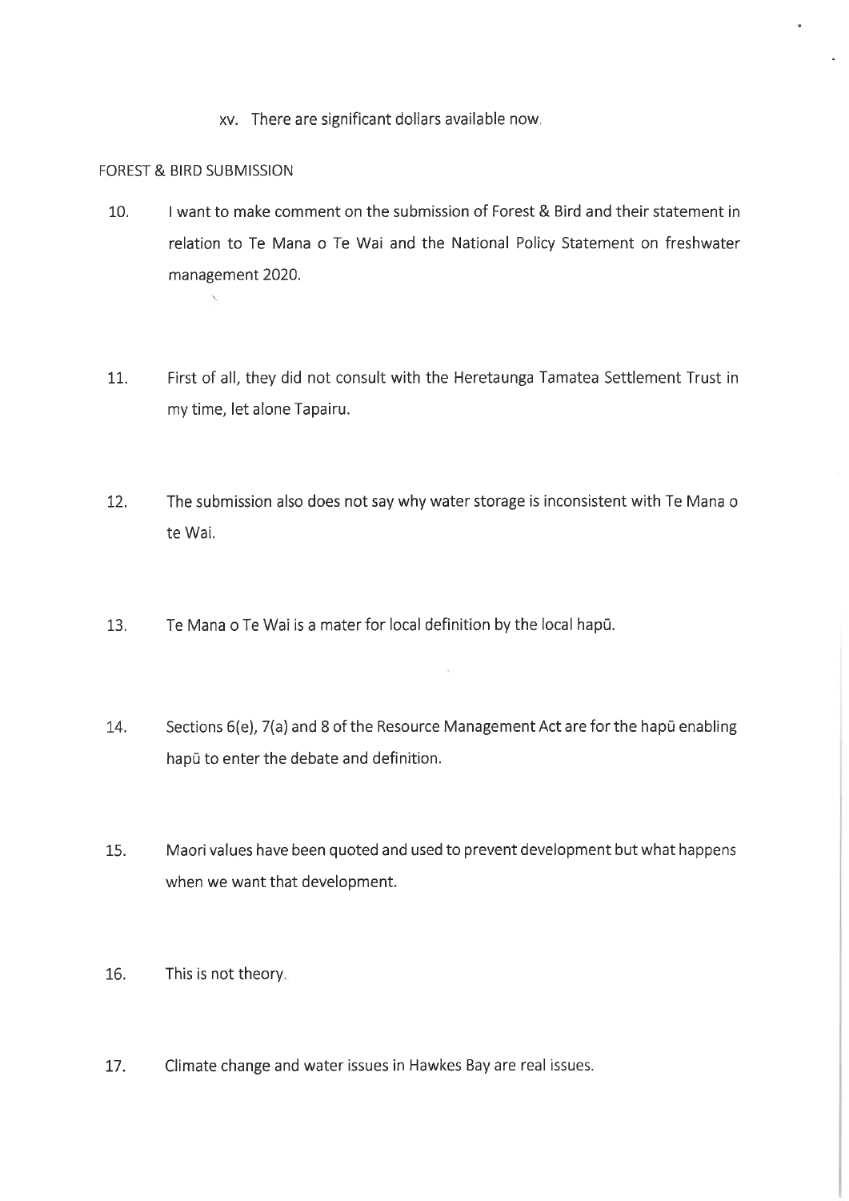xv. There are significant dollars available now.

FOREST & BIRD SUBMISSION

10. I want to make comment on the submission of Forest & Bird and their statement in relation to Te Mana o Te Wai and the National Policy Statement on freshwater management 2020.

11. First of all, they did not consult with the Heretaunga Tamatea Settlement Trust in my time, let alone Tapairu.

12. The submission also does not say why water storage is inconsistent with Te Mana o te Wai.

13. Te Mana o Te Wai is a mater for local definition by the local hapū.

14. Sections 6(e), 7(a) and 8 of the Resource Management Act are for the hapū enabling hapū to enter the debate and definition.

15. Maori values have been quoted and used to prevent development but what happens when we want that development.

16. This is not theory.

17. Climate change and water issues in Hawkes Bay are real issues.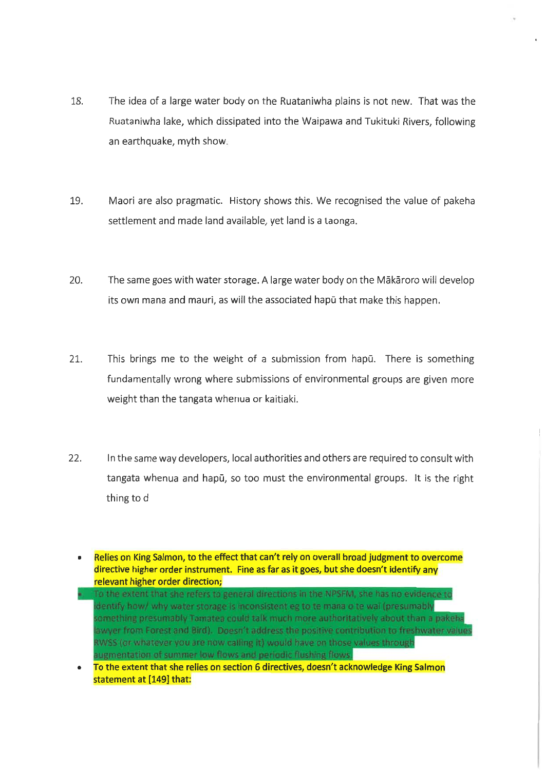18. The idea of a large water body on the Ruataniwha plains is not new. That was the Ruataniwha lake, which dissipated into the Waipawa and Tukituki Rivers, following an earthquake, myth show.

19. Maori are also pragmatic. History shows this. We recognised the value of pakeha settlement and made land available, yet land is a taonga.

20. The same goes with water storage. A large water body on the Mākāroro will develop its own mana and mauri, as will the associated hapū that make this happen.

21. This brings me to the weight of a submission from hapū. There is something fundamentally wrong where submissions of environmental groups are given more weight than the tangata whenua or kaitiaki.

22. In the same way developers, local authorities and others are required to consult with tangata whenua and hapū, so too must the environmental groups. It is the right thing to d

- **Relies on King Salmon, to the effect that can't rely on overall broad judgment to overcome directive higher order instrument. Fine as far as it goes, but she doesn't identify any relevant higher order direction;**
- To the extent that she refers to general directions in the NPSFM, she has no evidence to identify how/ why water storage is inconsistent eg to te mana o te wai (presumably something presumably Tamatea could talk much more authoritatively about than a pakeha lawyer from Forest and Bird). Doesn't address the positive contribution to freshwater values RWSS (or whatever you are now calling it) would have on those values through augmentation of summer low flows and periodic flushing flows.
- **To the extent that she relies on section 6 directives, doesn't acknowledge King Salmon statement at [149] that:**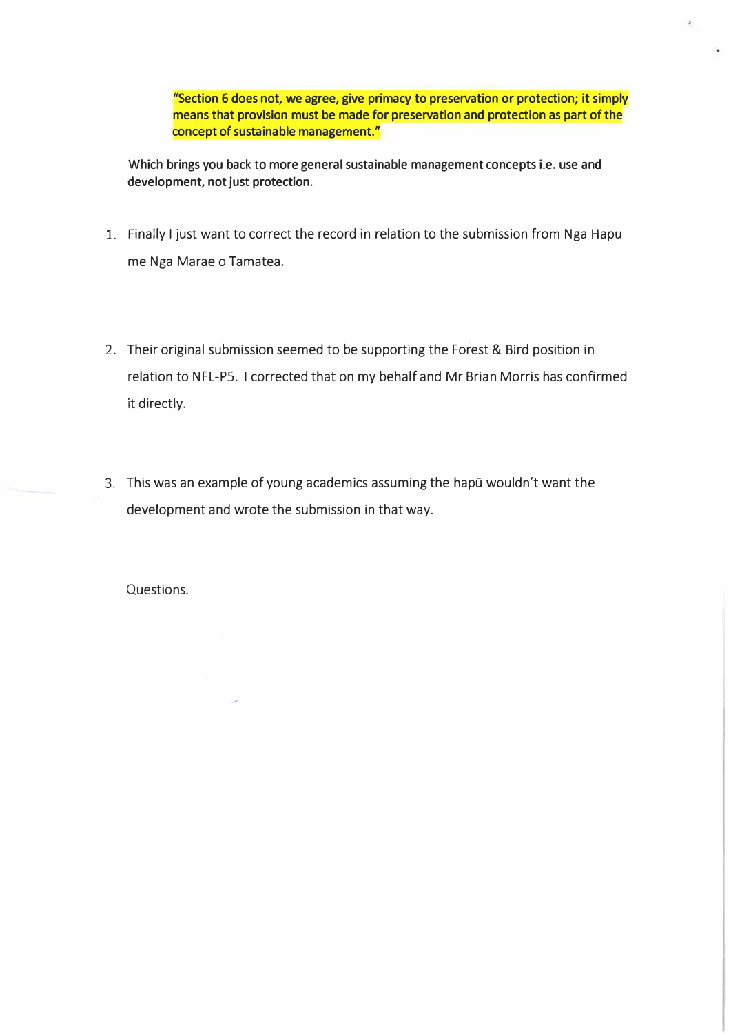> **"Section 6 does not, we agree, give primacy to preservation or protection; it simply means that provision must be made for preservation and protection as part of the concept of sustainable management."**

**Which brings you back to more general sustainable management concepts i.e. use and development, not just protection.**

1. Finally I just want to correct the record in relation to the submission from Nga Hapu me Nga Marae o Tamatea.

2. Their original submission seemed to be supporting the Forest & Bird position in relation to NFL-P5. I corrected that on my behalf and Mr Brian Morris has confirmed it directly.

3. This was an example of young academics assuming the hapū wouldn't want the development and wrote the submission in that way.

Questions.